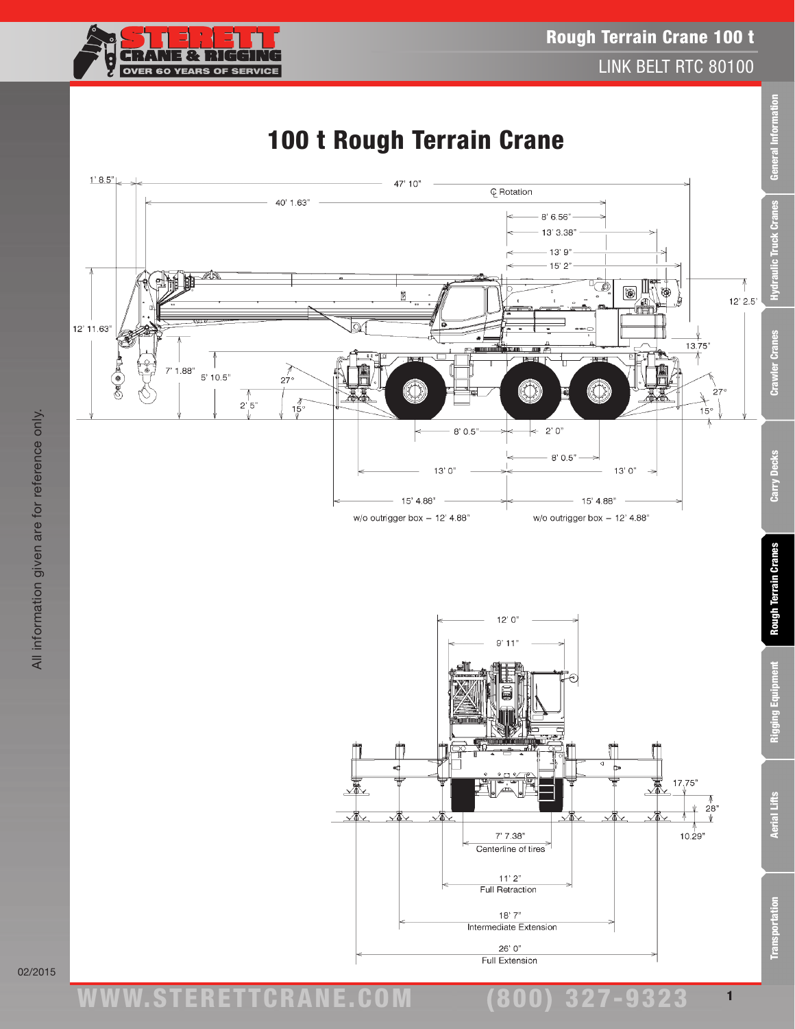# Rough Terrain Crane 100 t

LINK BELT RTC 80100

## 100 t Rough Terrain Crane

1' 8.5"

47' 10"

℄ Rotation

40' 1.63"

8' 6.56"

13' 3.38"

13' 9"

15' 2"

12' 2.5"

12' 11.63"

13.75"

7' 1.88"

5' 10.5"

27°

2' 5"

15°

27°

15°

8' 0.5"

2' 0"

8' 0.5"

13' 0"

13' 0"

15' 4.88"

15' 4.88"

w/o outrigger box – 12' 4.88"

w/o outrigger box – 12' 4.88"

12' 0"

9' 11"

17.75"

28"

10.29"

7' 7.38"
Centerline of tires

11' 2"
Full Retraction

18' 7"
Intermediate Extension

26' 0"
Full Extension

All information given are for reference only.

02/2015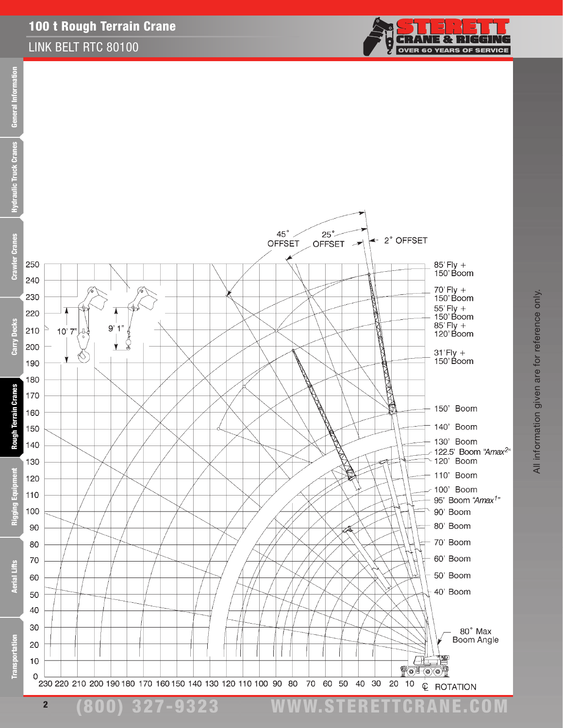# 100 t Rough Terrain Crane

## LINK BELT RTC 80100

45° OFFSET

25° OFFSET

2° OFFSET

85' Fly + 150' Boom

70' Fly + 150' Boom

55' Fly + 150' Boom

85' Fly + 120' Boom

31' Fly + 150' Boom

150' Boom

140' Boom

130' Boom

122.5' Boom "Amax2"

120' Boom

110' Boom

100' Boom

95' Boom "Amax1"

90' Boom

80' Boom

70' Boom

60' Boom

50' Boom

40' Boom

80° Max Boom Angle

10' 7"

9' 1"

℄ ROTATION

All information given are for reference only.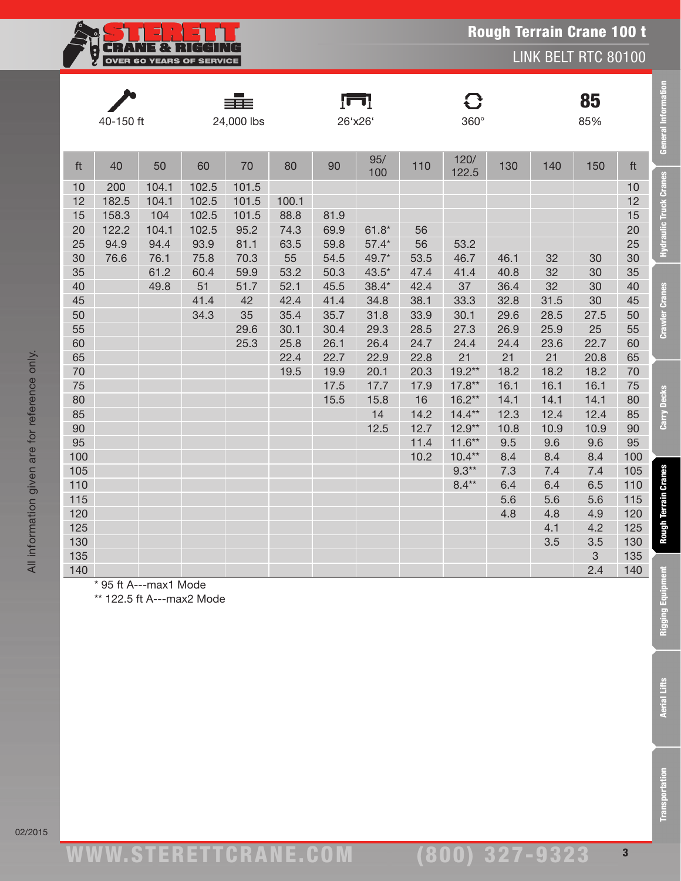# Rough Terrain Crane 100 t

## LINK BELT RTC 80100

| 40-150 ft | 24,000 lbs | 26'x26' | 360° | 85% |
|---|---|---|---|---|

| ft | 40 | 50 | 60 | 70 | 80 | 90 | 95/100 | 110 | 120/122.5 | 130 | 140 | 150 | ft |
|---|---|---|---|---|---|---|---|---|---|---|---|---|---|
| 10 | 200 | 104.1 | 102.5 | 101.5 | | | | | | | | | 10 |
| 12 | 182.5 | 104.1 | 102.5 | 101.5 | 100.1 | | | | | | | | 12 |
| 15 | 158.3 | 104 | 102.5 | 101.5 | 88.8 | 81.9 | | | | | | | 15 |
| 20 | 122.2 | 104.1 | 102.5 | 95.2 | 74.3 | 69.9 | 61.8* | 56 | | | | | 20 |
| 25 | 94.9 | 94.4 | 93.9 | 81.1 | 63.5 | 59.8 | 57.4* | 56 | 53.2 | | | | 25 |
| 30 | 76.6 | 76.1 | 75.8 | 70.3 | 55 | 54.5 | 49.7* | 53.5 | 46.7 | 46.1 | 32 | 30 | 30 |
| 35 | | 61.2 | 60.4 | 59.9 | 53.2 | 50.3 | 43.5* | 47.4 | 41.4 | 40.8 | 32 | 30 | 35 |
| 40 | | 49.8 | 51 | 51.7 | 52.1 | 45.5 | 38.4* | 42.4 | 37 | 36.4 | 32 | 30 | 40 |
| 45 | | | 41.4 | 42 | 42.4 | 41.4 | 34.8 | 38.1 | 33.3 | 32.8 | 31.5 | 30 | 45 |
| 50 | | | 34.3 | 35 | 35.4 | 35.7 | 31.8 | 33.9 | 30.1 | 29.6 | 28.5 | 27.5 | 50 |
| 55 | | | | 29.6 | 30.1 | 30.4 | 29.3 | 28.5 | 27.3 | 26.9 | 25.9 | 25 | 55 |
| 60 | | | | 25.3 | 25.8 | 26.1 | 26.4 | 24.7 | 24.4 | 24.4 | 23.6 | 22.7 | 60 |
| 65 | | | | | 22.4 | 22.7 | 22.9 | 22.8 | 21 | 21 | 21 | 20.8 | 65 |
| 70 | | | | | 19.5 | 19.9 | 20.1 | 20.3 | 19.2** | 18.2 | 18.2 | 18.2 | 70 |
| 75 | | | | | | 17.5 | 17.7 | 17.9 | 17.8** | 16.1 | 16.1 | 16.1 | 75 |
| 80 | | | | | | 15.5 | 15.8 | 16 | 16.2** | 14.1 | 14.1 | 14.1 | 80 |
| 85 | | | | | | | 14 | 14.2 | 14.4** | 12.3 | 12.4 | 12.4 | 85 |
| 90 | | | | | | | 12.5 | 12.7 | 12.9** | 10.8 | 10.9 | 10.9 | 90 |
| 95 | | | | | | | | 11.4 | 11.6** | 9.5 | 9.6 | 9.6 | 95 |
| 100 | | | | | | | | 10.2 | 10.4** | 8.4 | 8.4 | 8.4 | 100 |
| 105 | | | | | | | | | 9.3** | 7.3 | 7.4 | 7.4 | 105 |
| 110 | | | | | | | | | 8.4** | 6.4 | 6.4 | 6.5 | 110 |
| 115 | | | | | | | | | | 5.6 | 5.6 | 5.6 | 115 |
| 120 | | | | | | | | | | 4.8 | 4.8 | 4.9 | 120 |
| 125 | | | | | | | | | | | 4.1 | 4.2 | 125 |
| 130 | | | | | | | | | | | 3.5 | 3.5 | 130 |
| 135 | | | | | | | | | | | | 3 | 135 |
| 140 | | | | | | | | | | | | 2.4 | 140 |

\* 95 ft A---max1 Mode

** 122.5 ft A---max2 Mode

All information given are for reference only.

02/2015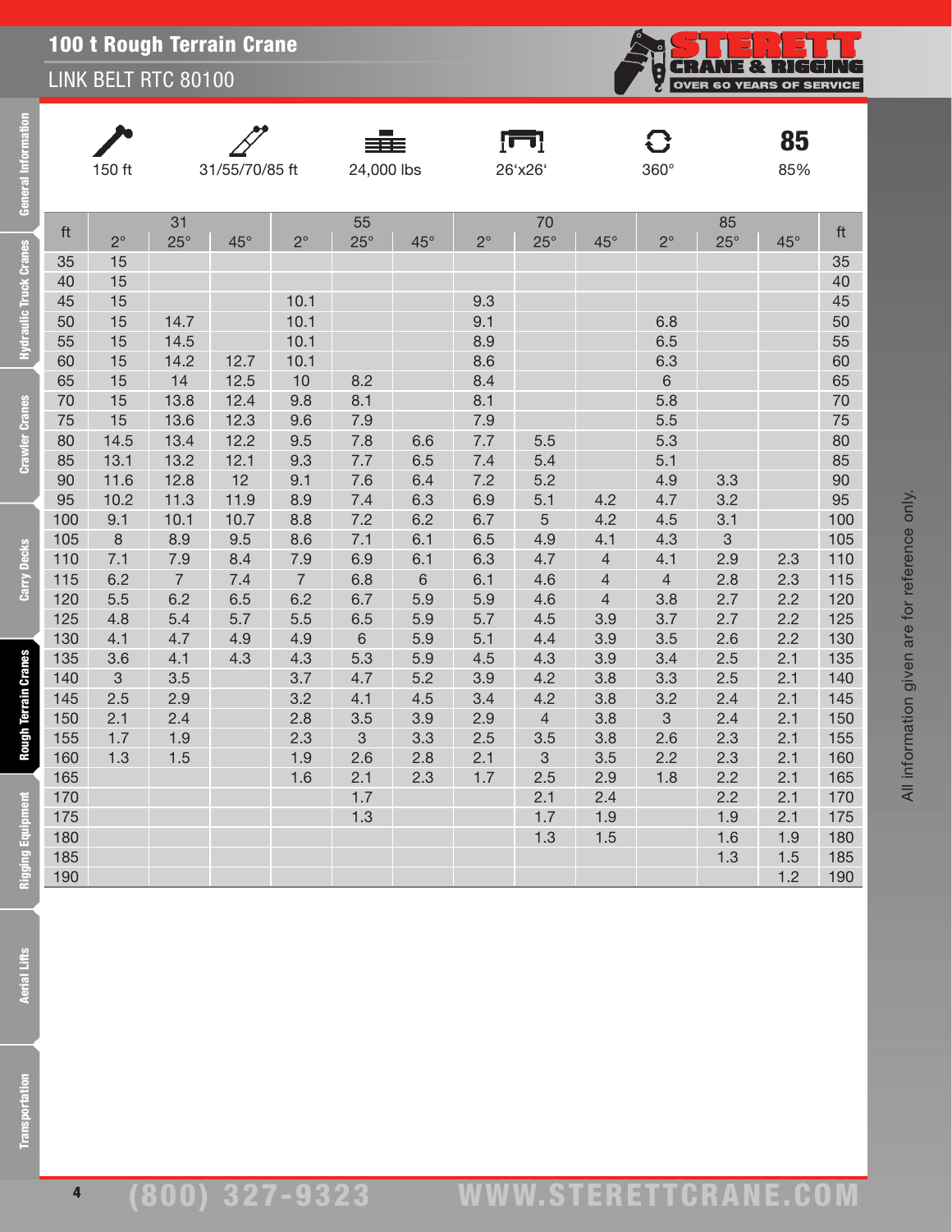# 100 t Rough Terrain Crane

## LINK BELT RTC 80100

| 150 ft | 31/55/70/85 ft | 24,000 lbs | 26'x26' | 360° | 85% |
|---|---|---|---|---|---|

| ft | 31 | | | 55 | | | 70 | | | 85 | | | ft |
|---|---|---|---|---|---|---|---|---|---|---|---|---|---|
| | 2° | 25° | 45° | 2° | 25° | 45° | 2° | 25° | 45° | 2° | 25° | 45° | |
| 35 | 15 | | | | | | | | | | | | 35 |
| 40 | 15 | | | | | | | | | | | | 40 |
| 45 | 15 | | | 10.1 | | | 9.3 | | | | | | 45 |
| 50 | 15 | 14.7 | | 10.1 | | | 9.1 | | | 6.8 | | | 50 |
| 55 | 15 | 14.5 | | 10.1 | | | 8.9 | | | 6.5 | | | 55 |
| 60 | 15 | 14.2 | 12.7 | 10.1 | | | 8.6 | | | 6.3 | | | 60 |
| 65 | 15 | 14 | 12.5 | 10 | 8.2 | | 8.4 | | | 6 | | | 65 |
| 70 | 15 | 13.8 | 12.4 | 9.8 | 8.1 | | 8.1 | | | 5.8 | | | 70 |
| 75 | 15 | 13.6 | 12.3 | 9.6 | 7.9 | | 7.9 | | | 5.5 | | | 75 |
| 80 | 14.5 | 13.4 | 12.2 | 9.5 | 7.8 | 6.6 | 7.7 | 5.5 | | 5.3 | | | 80 |
| 85 | 13.1 | 13.2 | 12.1 | 9.3 | 7.7 | 6.5 | 7.4 | 5.4 | | 5.1 | | | 85 |
| 90 | 11.6 | 12.8 | 12 | 9.1 | 7.6 | 6.4 | 7.2 | 5.2 | | 4.9 | 3.3 | | 90 |
| 95 | 10.2 | 11.3 | 11.9 | 8.9 | 7.4 | 6.3 | 6.9 | 5.1 | 4.2 | 4.7 | 3.2 | | 95 |
| 100 | 9.1 | 10.1 | 10.7 | 8.8 | 7.2 | 6.2 | 6.7 | 5 | 4.2 | 4.5 | 3.1 | | 100 |
| 105 | 8 | 8.9 | 9.5 | 8.6 | 7.1 | 6.1 | 6.5 | 4.9 | 4.1 | 4.3 | 3 | | 105 |
| 110 | 7.1 | 7.9 | 8.4 | 7.9 | 6.9 | 6.1 | 6.3 | 4.7 | 4 | 4.1 | 2.9 | 2.3 | 110 |
| 115 | 6.2 | 7 | 7.4 | 7 | 6.8 | 6 | 6.1 | 4.6 | 4 | 4 | 2.8 | 2.3 | 115 |
| 120 | 5.5 | 6.2 | 6.5 | 6.2 | 6.7 | 5.9 | 5.9 | 4.6 | 4 | 3.8 | 2.7 | 2.2 | 120 |
| 125 | 4.8 | 5.4 | 5.7 | 5.5 | 6.5 | 5.9 | 5.7 | 4.5 | 3.9 | 3.7 | 2.7 | 2.2 | 125 |
| 130 | 4.1 | 4.7 | 4.9 | 4.9 | 6 | 5.9 | 5.1 | 4.4 | 3.9 | 3.5 | 2.6 | 2.2 | 130 |
| 135 | 3.6 | 4.1 | 4.3 | 4.3 | 5.3 | 5.9 | 4.5 | 4.3 | 3.9 | 3.4 | 2.5 | 2.1 | 135 |
| 140 | 3 | 3.5 | | 3.7 | 4.7 | 5.2 | 3.9 | 4.2 | 3.8 | 3.3 | 2.5 | 2.1 | 140 |
| 145 | 2.5 | 2.9 | | 3.2 | 4.1 | 4.5 | 3.4 | 4.2 | 3.8 | 3.2 | 2.4 | 2.1 | 145 |
| 150 | 2.1 | 2.4 | | 2.8 | 3.5 | 3.9 | 2.9 | 4 | 3.8 | 3 | 2.4 | 2.1 | 150 |
| 155 | 1.7 | 1.9 | | 2.3 | 3 | 3.3 | 2.5 | 3.5 | 3.8 | 2.6 | 2.3 | 2.1 | 155 |
| 160 | 1.3 | 1.5 | | 1.9 | 2.6 | 2.8 | 2.1 | 3 | 3.5 | 2.2 | 2.3 | 2.1 | 160 |
| 165 | | | | 1.6 | 2.1 | 2.3 | 1.7 | 2.5 | 2.9 | 1.8 | 2.2 | 2.1 | 165 |
| 170 | | | | | 1.7 | | | 2.1 | 2.4 | | 2.2 | 2.1 | 170 |
| 175 | | | | | 1.3 | | | 1.7 | 1.9 | | 1.9 | 2.1 | 175 |
| 180 | | | | | | | | 1.3 | 1.5 | | 1.6 | 1.9 | 180 |
| 185 | | | | | | | | | | | 1.3 | 1.5 | 185 |
| 190 | | | | | | | | | | | | 1.2 | 190 |

All information given are for reference only.